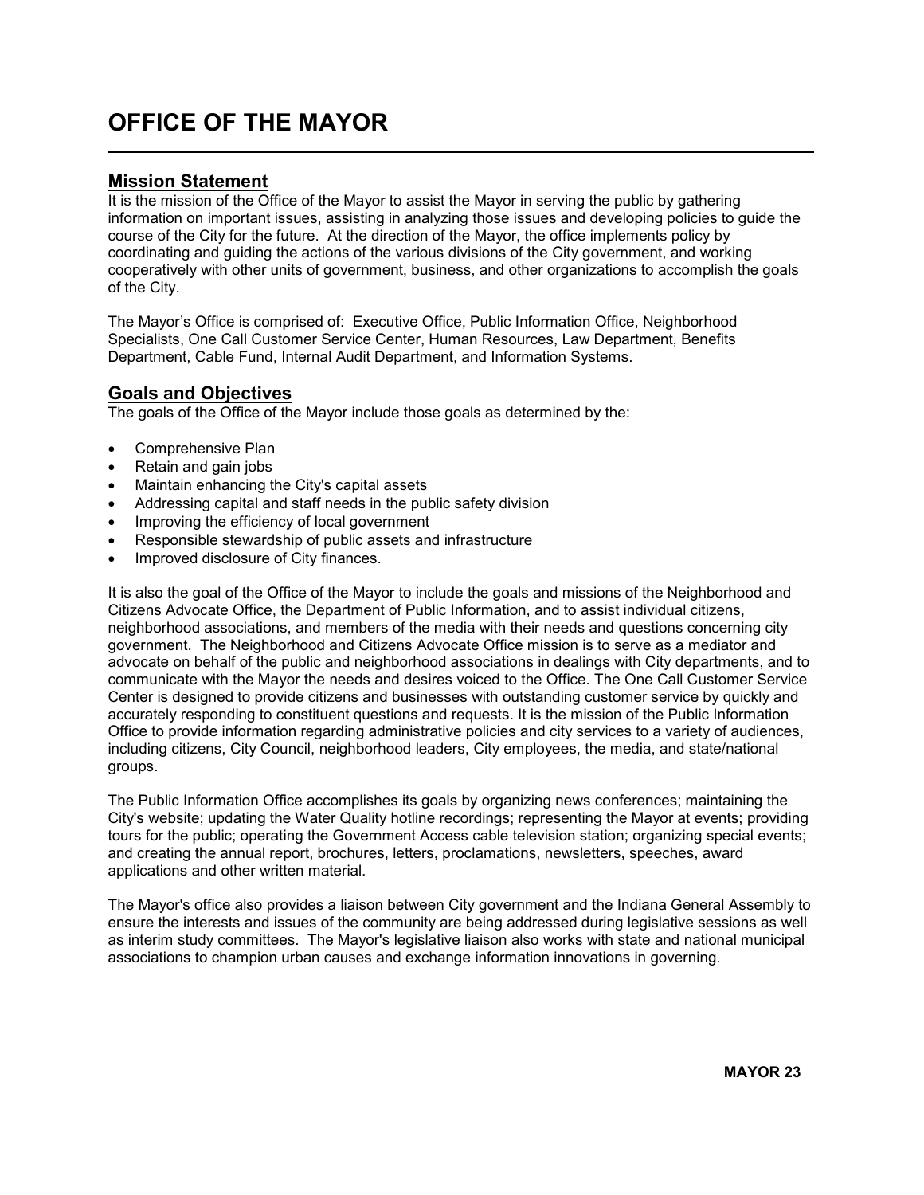# OFFICE OF THE MAYOR

## Mission Statement

It is the mission of the Office of the Mayor to assist the Mayor in serving the public by gathering information on important issues, assisting in analyzing those issues and developing policies to guide the course of the City for the future. At the direction of the Mayor, the office implements policy by coordinating and guiding the actions of the various divisions of the City government, and working cooperatively with other units of government, business, and other organizations to accomplish the goals of the City.

The Mayor's Office is comprised of: Executive Office, Public Information Office, Neighborhood Specialists, One Call Customer Service Center, Human Resources, Law Department, Benefits Department, Cable Fund, Internal Audit Department, and Information Systems.

## Goals and Objectives

The goals of the Office of the Mayor include those goals as determined by the:

- Comprehensive Plan
- Retain and gain jobs
- Maintain enhancing the City's capital assets
- Addressing capital and staff needs in the public safety division
- Improving the efficiency of local government
- Responsible stewardship of public assets and infrastructure
- Improved disclosure of City finances.

It is also the goal of the Office of the Mayor to include the goals and missions of the Neighborhood and Citizens Advocate Office, the Department of Public Information, and to assist individual citizens, neighborhood associations, and members of the media with their needs and questions concerning city government. The Neighborhood and Citizens Advocate Office mission is to serve as a mediator and advocate on behalf of the public and neighborhood associations in dealings with City departments, and to communicate with the Mayor the needs and desires voiced to the Office. The One Call Customer Service Center is designed to provide citizens and businesses with outstanding customer service by quickly and accurately responding to constituent questions and requests. It is the mission of the Public Information Office to provide information regarding administrative policies and city services to a variety of audiences, including citizens, City Council, neighborhood leaders, City employees, the media, and state/national groups.

The Public Information Office accomplishes its goals by organizing news conferences; maintaining the City's website; updating the Water Quality hotline recordings; representing the Mayor at events; providing tours for the public; operating the Government Access cable television station; organizing special events; and creating the annual report, brochures, letters, proclamations, newsletters, speeches, award applications and other written material.

The Mayor's office also provides a liaison between City government and the Indiana General Assembly to ensure the interests and issues of the community are being addressed during legislative sessions as well as interim study committees. The Mayor's legislative liaison also works with state and national municipal associations to champion urban causes and exchange information innovations in governing.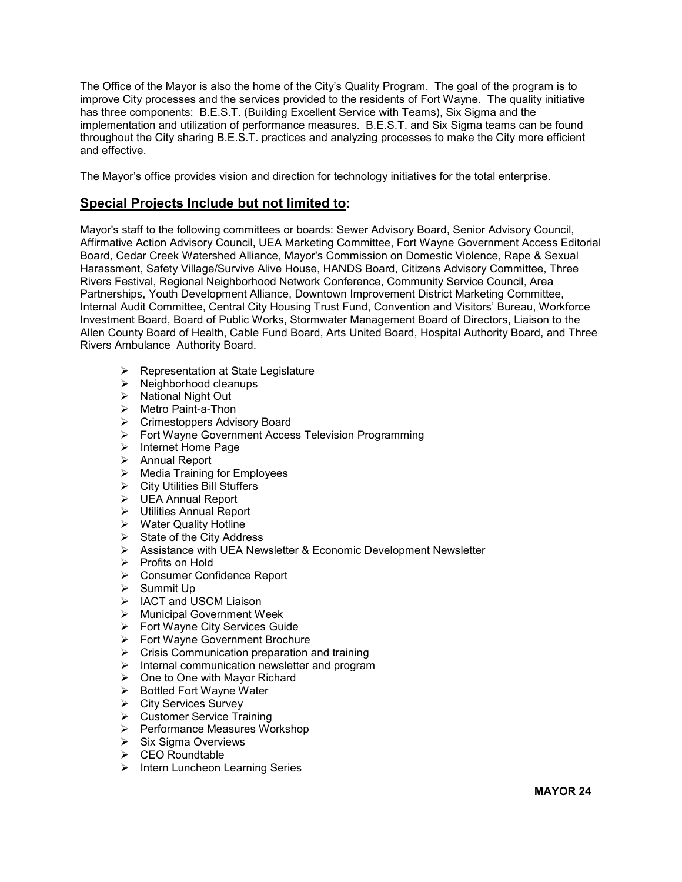The Office of the Mayor is also the home of the City's Quality Program. The goal of the program is to improve City processes and the services provided to the residents of Fort Wayne. The quality initiative has three components: B.E.S.T. (Building Excellent Service with Teams), Six Sigma and the implementation and utilization of performance measures. B.E.S.T. and Six Sigma teams can be found throughout the City sharing B.E.S.T. practices and analyzing processes to make the City more efficient and effective.

The Mayor's office provides vision and direction for technology initiatives for the total enterprise.

## **Special Projects Include but not limited to:**

Mayor's staff to the following committees or boards: Sewer Advisory Board, Senior Advisory Council, Affirmative Action Advisory Council, UEA Marketing Committee, Fort Wayne Government Access Editorial Board, Cedar Creek Watershed Alliance, Mayor's Commission on Domestic Violence, Rape & Sexual Harassment, Safety Village/Survive Alive House, HANDS Board, Citizens Advisory Committee, Three Rivers Festival, Regional Neighborhood Network Conference, Community Service Council, Area Partnerships, Youth Development Alliance, Downtown Improvement District Marketing Committee, Internal Audit Committee, Central City Housing Trust Fund, Convention and Visitors' Bureau, Workforce Investment Board, Board of Public Works, Stormwater Management Board of Directors, Liaison to the Allen County Board of Health, Cable Fund Board, Arts United Board, Hospital Authority Board, and Three Rivers Ambulance Authority Board.

- Representation at State Legislature
- Neighborhood cleanups
- National Night Out
- Metro Paint-a-Thon
- Crimestoppers Advisory Board
- Fort Wayne Government Access Television Programming
- Internet Home Page
- Annual Report
- Media Training for Employees
- City Utilities Bill Stuffers
- UEA Annual Report
- Utilities Annual Report
- Water Quality Hotline
- State of the City Address
- Assistance with UEA Newsletter & Economic Development Newsletter
- Profits on Hold
- Consumer Confidence Report
- Summit Up
- IACT and USCM Liaison
- Municipal Government Week
- Fort Wayne City Services Guide
- Fort Wayne Government Brochure
- Crisis Communication preparation and training
- Internal communication newsletter and program
- One to One with Mayor Richard
- Bottled Fort Wayne Water
- City Services Survey
- Customer Service Training
- Performance Measures Workshop
- Six Sigma Overviews
- CEO Roundtable
- Intern Luncheon Learning Series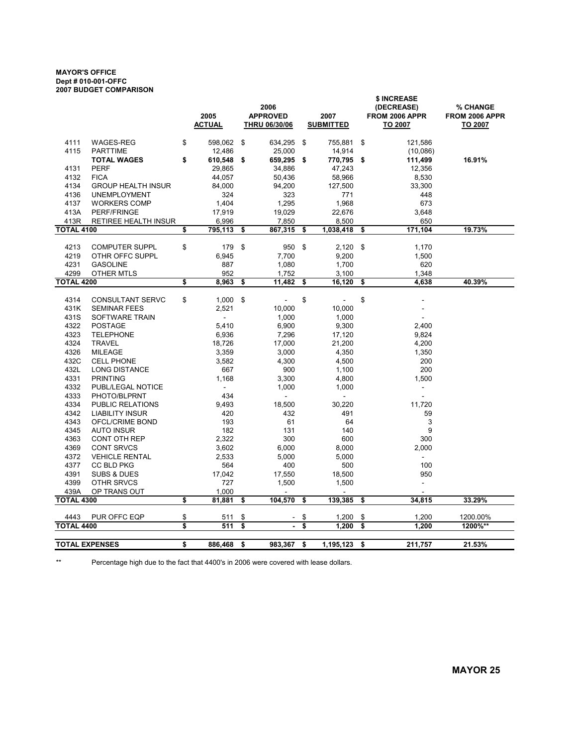**MAYOR'S OFFICE**
**Dept # 010-001-OFFC**
**2007 BUDGET COMPARISON**

| | | 2005 ACTUAL | 2006 APPROVED THRU 06/30/06 | 2007 SUBMITTED | $ INCREASE (DECREASE) FROM 2006 APPR TO 2007 | % CHANGE FROM 2006 APPR TO 2007 |
|---|---|---|---|---|---|---|
| 4111 | WAGES-REG | $ 598,062 | $ 634,295 | $ 755,881 | $ 121,586 | |
| 4115 | PARTTIME | 12,486 | 25,000 | 14,914 | (10,086) | |
| | **TOTAL WAGES** | **$ 610,548** | **$ 659,295** | **$ 770,795** | **$ 111,499** | **16.91%** |
| 4131 | PERF | 29,865 | 34,886 | 47,243 | 12,356 | |
| 4132 | FICA | 44,057 | 50,436 | 58,966 | 8,530 | |
| 4134 | GROUP HEALTH INSUR | 84,000 | 94,200 | 127,500 | 33,300 | |
| 4136 | UNEMPLOYMENT | 324 | 323 | 771 | 448 | |
| 4137 | WORKERS COMP | 1,404 | 1,295 | 1,968 | 673 | |
| 413A | PERF/FRINGE | 17,919 | 19,029 | 22,676 | 3,648 | |
| 413R | RETIREE HEALTH INSUR | 6,996 | 7,850 | 8,500 | 650 | |
| **TOTAL 4100** | | **$ 795,113** | **$ 867,315** | **$ 1,038,418** | **$ 171,104** | **19.73%** |
| 4213 | COMPUTER SUPPL | $ 179 | $ 950 | $ 2,120 | $ 1,170 | |
| 4219 | OTHR OFFC SUPPL | 6,945 | 7,700 | 9,200 | 1,500 | |
| 4231 | GASOLINE | 887 | 1,080 | 1,700 | 620 | |
| 4299 | OTHER MTLS | 952 | 1,752 | 3,100 | 1,348 | |
| **TOTAL 4200** | | **$ 8,963** | **$ 11,482** | **$ 16,120** | **$ 4,638** | **40.39%** |
| 4314 | CONSULTANT SERVC | $ 1,000 | $ - | $ - | $ - | |
| 431K | SEMINAR FEES | 2,521 | 10,000 | 10,000 | - | |
| 431S | SOFTWARE TRAIN | - | 1,000 | 1,000 | - | |
| 4322 | POSTAGE | 5,410 | 6,900 | 9,300 | 2,400 | |
| 4323 | TELEPHONE | 6,936 | 7,296 | 17,120 | 9,824 | |
| 4324 | TRAVEL | 18,726 | 17,000 | 21,200 | 4,200 | |
| 4326 | MILEAGE | 3,359 | 3,000 | 4,350 | 1,350 | |
| 432C | CELL PHONE | 3,582 | 4,300 | 4,500 | 200 | |
| 432L | LONG DISTANCE | 667 | 900 | 1,100 | 200 | |
| 4331 | PRINTING | 1,168 | 3,300 | 4,800 | 1,500 | |
| 4332 | PUBL/LEGAL NOTICE | - | 1,000 | 1,000 | - | |
| 4333 | PHOTO/BLPRNT | 434 | - | - | - | |
| 4334 | PUBLIC RELATIONS | 9,493 | 18,500 | 30,220 | 11,720 | |
| 4342 | LIABILITY INSUR | 420 | 432 | 491 | 59 | |
| 4343 | OFCL/CRIME BOND | 193 | 61 | 64 | 3 | |
| 4345 | AUTO INSUR | 182 | 131 | 140 | 9 | |
| 4363 | CONT OTH REP | 2,322 | 300 | 600 | 300 | |
| 4369 | CONT SRVCS | 3,602 | 6,000 | 8,000 | 2,000 | |
| 4372 | VEHICLE RENTAL | 2,533 | 5,000 | 5,000 | - | |
| 4377 | CC BLD PKG | 564 | 400 | 500 | 100 | |
| 4391 | SUBS & DUES | 17,042 | 17,550 | 18,500 | 950 | |
| 4399 | OTHR SRVCS | 727 | 1,500 | 1,500 | - | |
| 439A | OP TRANS OUT | 1,000 | - | - | - | |
| **TOTAL 4300** | | **$ 81,881** | **$ 104,570** | **$ 139,385** | **$ 34,815** | **33.29%** |
| 4443 | PUR OFFC EQP | $ 511 | $ - | $ 1,200 | $ 1,200 | 1200.00% |
| **TOTAL 4400** | | **$ 511** | **$ -** | **$ 1,200** | **$ 1,200** | **1200%\*\*** |
| **TOTAL EXPENSES** | | **$ 886,468** | **$ 983,367** | **$ 1,195,123** | **$ 211,757** | **21.53%** |

** Percentage high due to the fact that 4400's in 2006 were covered with lease dollars.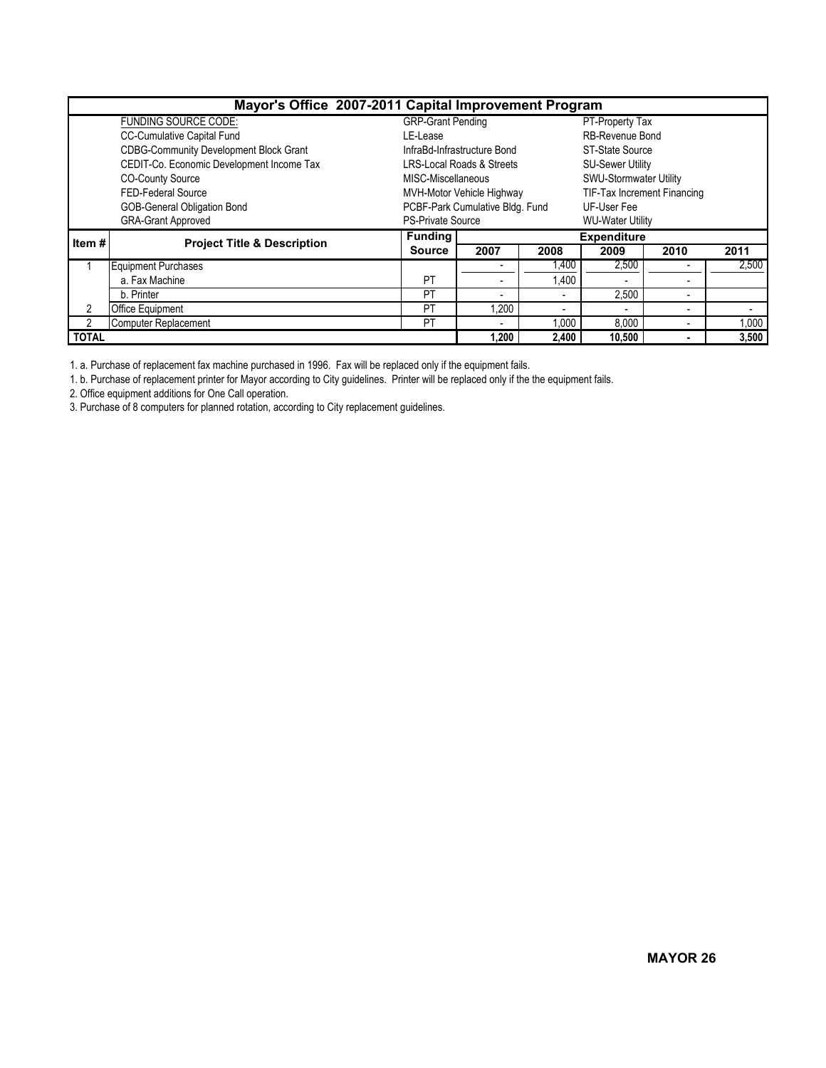# Mayor's Office 2007-2011 Capital Improvement Program

| FUNDING SOURCE CODE: | | |
|---|---|---|
| CC-Cumulative Capital Fund | GRP-Grant Pending | PT-Property Tax |
| CDBG-Community Development Block Grant | LE-Lease | RB-Revenue Bond |
| CEDIT-Co. Economic Development Income Tax | InfraBd-Infrastructure Bond | ST-State Source |
| CO-County Source | LRS-Local Roads & Streets | SU-Sewer Utility |
| FED-Federal Source | MISC-Miscellaneous | SWU-Stormwater Utility |
| GOB-General Obligation Bond | MVH-Motor Vehicle Highway | TIF-Tax Increment Financing |
| GRA-Grant Approved | PCBF-Park Cumulative Bldg. Fund | UF-User Fee |
| | PS-Private Source | WU-Water Utility |

| Item # | Project Title & Description | Funding Source | Expenditure | | | | |
|---|---|---|---|---|---|---|---|
| | | | 2007 | 2008 | 2009 | 2010 | 2011 |
| 1 | Equipment Purchases | | - | 1,400 | 2,500 | - | 2,500 |
| | a. Fax Machine | PT | - | 1,400 | - | - | |
| | b. Printer | PT | - | - | 2,500 | - | |
| 2 | Office Equipment | PT | 1,200 | - | - | - | - |
| 2 | Computer Replacement | PT | - | 1,000 | 8,000 | - | 1,000 |
| **TOTAL** | | | **1,200** | **2,400** | **10,500** | **-** | **3,500** |

1. a. Purchase of replacement fax machine purchased in 1996. Fax will be replaced only if the equipment fails.

1. b. Purchase of replacement printer for Mayor according to City guidelines. Printer will be replaced only if the the equipment fails.

2. Office equipment additions for One Call operation.

3. Purchase of 8 computers for planned rotation, according to City replacement guidelines.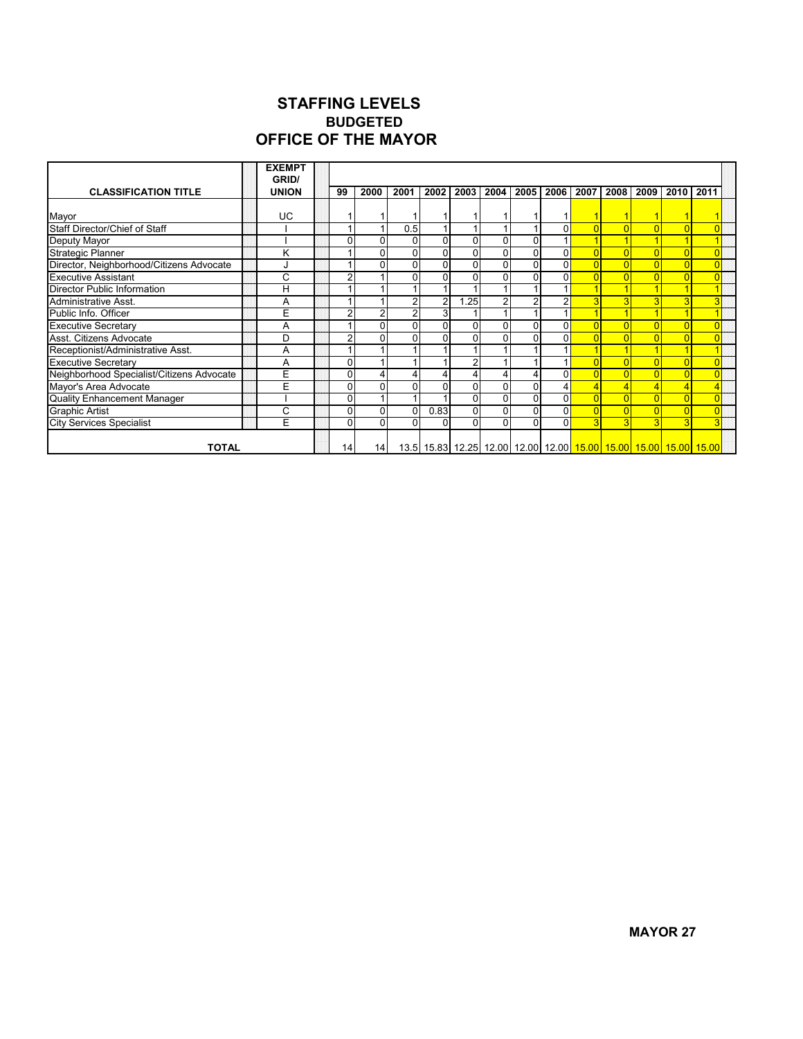# STAFFING LEVELS

## BUDGETED

# OFFICE OF THE MAYOR

| CLASSIFICATION TITLE | EXEMPT GRID/ UNION | 99 | 2000 | 2001 | 2002 | 2003 | 2004 | 2005 | 2006 | 2007 | 2008 | 2009 | 2010 | 2011 |
|---|---|---|---|---|---|---|---|---|---|---|---|---|---|---|
| Mayor | UC | 1 | 1 | 1 | 1 | 1 | 1 | 1 | 1 | 1 | 1 | 1 | 1 | 1 |
| Staff Director/Chief of Staff | I | 1 | 1 | 0.5 | 1 | 1 | 1 | 1 | 0 | 0 | 0 | 0 | 0 | 0 |
| Deputy Mayor | I | 0 | 0 | 0 | 0 | 0 | 0 | 0 | 1 | 1 | 1 | 1 | 1 | 1 |
| Strategic Planner | K | 1 | 0 | 0 | 0 | 0 | 0 | 0 | 0 | 0 | 0 | 0 | 0 | 0 |
| Director, Neighborhood/Citizens Advocate | J | 1 | 0 | 0 | 0 | 0 | 0 | 0 | 0 | 0 | 0 | 0 | 0 | 0 |
| Executive Assistant | C | 2 | 1 | 0 | 0 | 0 | 0 | 0 | 0 | 0 | 0 | 0 | 0 | 0 |
| Director Public Information | H | 1 | 1 | 1 | 1 | 1 | 1 | 1 | 1 | 1 | 1 | 1 | 1 | 1 |
| Administrative Asst. | A | 1 | 1 | 2 | 2 | 1.25 | 2 | 2 | 2 | 3 | 3 | 3 | 3 | 3 |
| Public Info. Officer | E | 2 | 2 | 2 | 3 | 1 | 1 | 1 | 1 | 1 | 1 | 1 | 1 | 1 |
| Executive Secretary | A | 1 | 0 | 0 | 0 | 0 | 0 | 0 | 0 | 0 | 0 | 0 | 0 | 0 |
| Asst. Citizens Advocate | D | 2 | 0 | 0 | 0 | 0 | 0 | 0 | 0 | 0 | 0 | 0 | 0 | 0 |
| Receptionist/Administrative Asst. | A | 1 | 1 | 1 | 1 | 1 | 1 | 1 | 1 | 1 | 1 | 1 | 1 | 1 |
| Executive Secretary | A | 0 | 1 | 1 | 1 | 2 | 1 | 1 | 1 | 0 | 0 | 0 | 0 | 0 |
| Neighborhood Specialist/Citizens Advocate | E | 0 | 4 | 4 | 4 | 4 | 4 | 4 | 0 | 0 | 0 | 0 | 0 | 0 |
| Mayor's Area Advocate | E | 0 | 0 | 0 | 0 | 0 | 0 | 0 | 4 | 4 | 4 | 4 | 4 | 4 |
| Quality Enhancement Manager | I | 0 | 1 | 1 | 1 | 0 | 0 | 0 | 0 | 0 | 0 | 0 | 0 | 0 |
| Graphic Artist | C | 0 | 0 | 0 | 0.83 | 0 | 0 | 0 | 0 | 0 | 0 | 0 | 0 | 0 |
| City Services Specialist | E | 0 | 0 | 0 | 0 | 0 | 0 | 0 | 0 | 3 | 3 | 3 | 3 | 3 |
| **TOTAL** | | 14 | 14 | 13.5 | 15.83 | 12.25 | 12.00 | 12.00 | 12.00 | 15.00 | 15.00 | 15.00 | 15.00 | 15.00 |